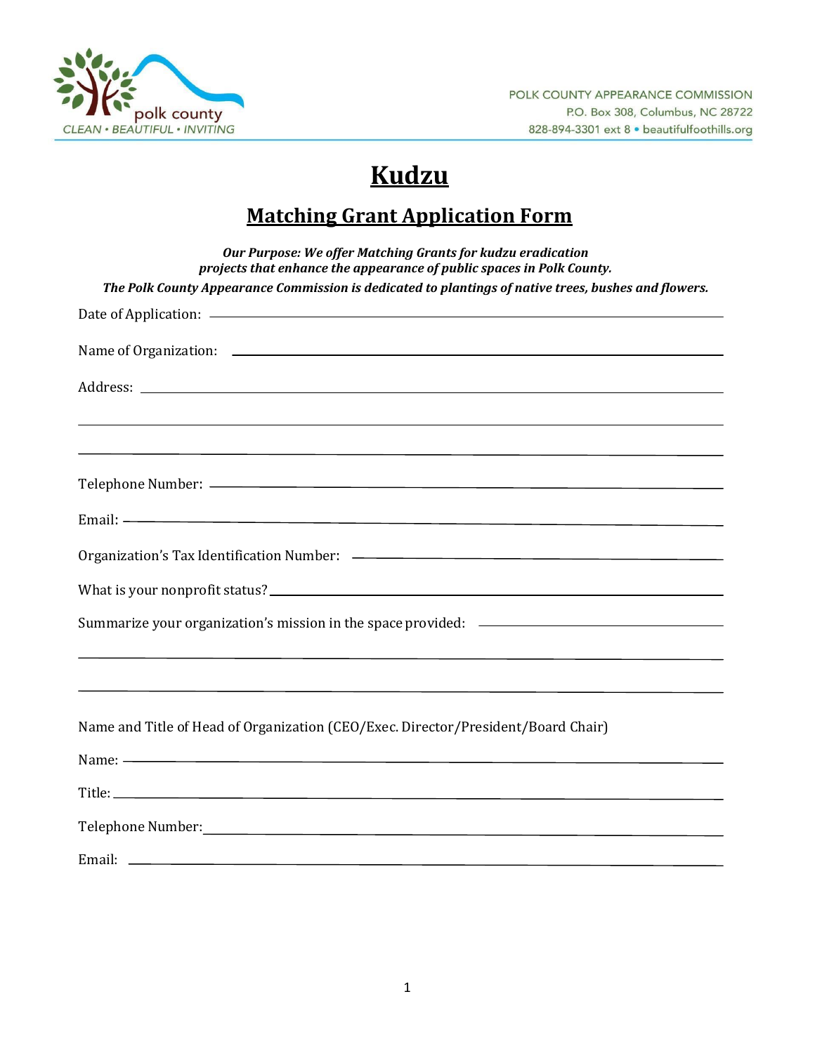polk county
CLEAN • BEAUTIFUL • INVITING

POLK COUNTY APPEARANCE COMMISSION
P.O. Box 308, Columbus, NC 28722
828-894-3301 ext 8 • beautifulfoothills.org

# Kudzu

## Matching Grant Application Form

***Our Purpose: We offer Matching Grants for kudzu eradication projects that enhance the appearance of public spaces in Polk County.***

***The Polk County Appearance Commission is dedicated to plantings of native trees, bushes and flowers.***

Date of Application: ______________________________

Name of Organization: ______________________________

Address: ______________________________

______________________________

______________________________

Telephone Number: ______________________________

Email: ______________________________

Organization's Tax Identification Number: ______________________________

What is your nonprofit status? ______________________________

Summarize your organization's mission in the space provided: ______________________________

______________________________

______________________________

Name and Title of Head of Organization (CEO/Exec. Director/President/Board Chair)

Name: ______________________________

Title: ______________________________

Telephone Number: ______________________________

Email: ______________________________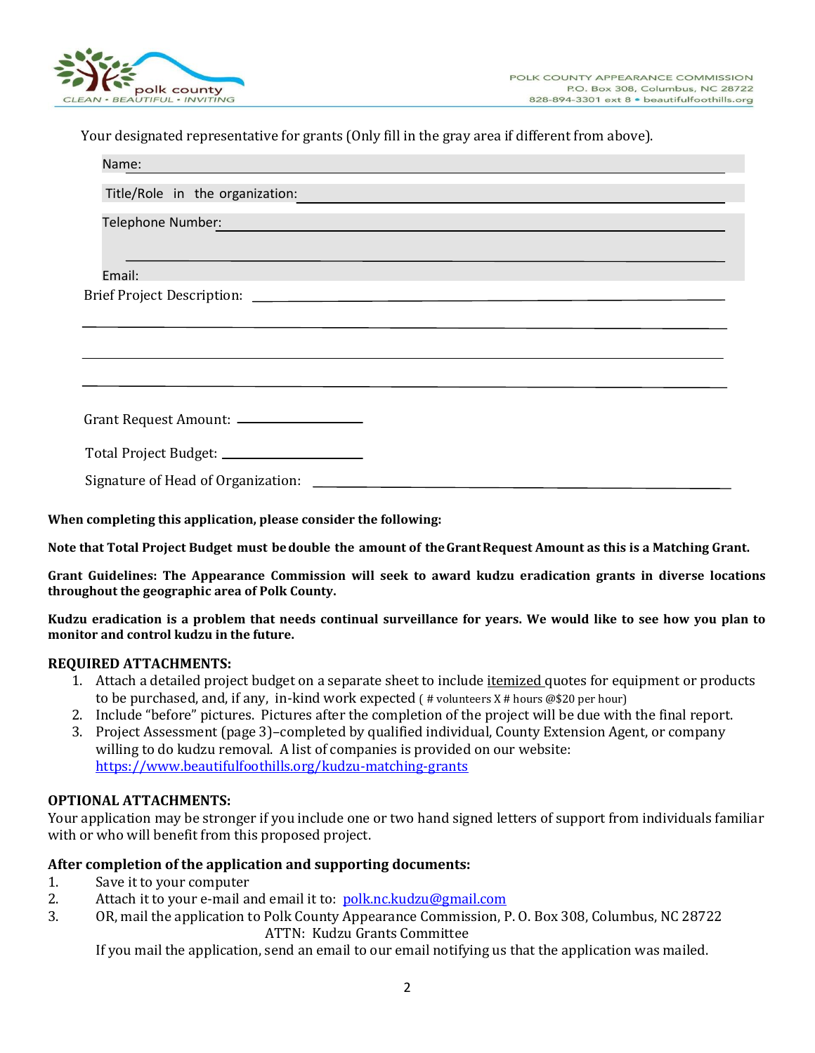Your designated representative for grants (Only fill in the gray area if different from above).

Name: ______________________________________________

Title/Role in the organization: ______________________________________________

Telephone Number: ______________________________________________

______________________________________________

Email:

Brief Project Description: ______________________________________________

______________________________________________

______________________________________________

______________________________________________

Grant Request Amount: ____________________

Total Project Budget: ____________________

Signature of Head of Organization: ______________________________________________

**When completing this application, please consider the following:**

**Note that Total Project Budget must be double the amount of the Grant Request Amount as this is a Matching Grant.**

**Grant Guidelines: The Appearance Commission will seek to award kudzu eradication grants in diverse locations throughout the geographic area of Polk County.**

**Kudzu eradication is a problem that needs continual surveillance for years. We would like to see how you plan to monitor and control kudzu in the future.**

**REQUIRED ATTACHMENTS:**

1. Attach a detailed project budget on a separate sheet to include itemized quotes for equipment or products to be purchased, and, if any, in-kind work expected ( # volunteers X # hours @$20 per hour)
2. Include "before" pictures. Pictures after the completion of the project will be due with the final report.
3. Project Assessment (page 3)–completed by qualified individual, County Extension Agent, or company willing to do kudzu removal. A list of companies is provided on our website: https://www.beautifulfoothills.org/kudzu-matching-grants

**OPTIONAL ATTACHMENTS:**

Your application may be stronger if you include one or two hand signed letters of support from individuals familiar with or who will benefit from this proposed project.

**After completion of the application and supporting documents:**

1. Save it to your computer
2. Attach it to your e-mail and email it to: polk.nc.kudzu@gmail.com
3. OR, mail the application to Polk County Appearance Commission, P. O. Box 308, Columbus, NC 28722
   ATTN: Kudzu Grants Committee

   If you mail the application, send an email to our email notifying us that the application was mailed.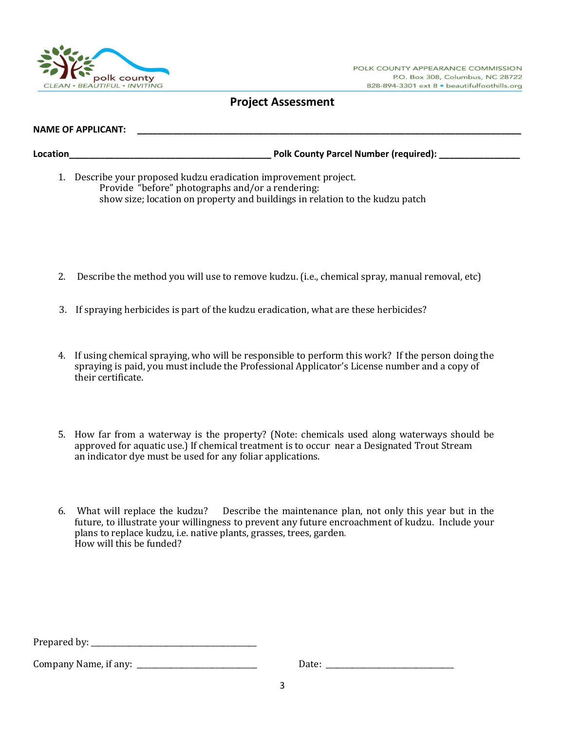POLK COUNTY APPEARANCE COMMISSION
P.O. Box 308, Columbus, NC 28722
828-894-3301 ext 8 • beautifulfoothills.org

## Project Assessment

**NAME OF APPLICANT:** ___________________________________________________________________________

**Location**___________________________________________ **Polk County Parcel Number (required):** ________________

1. Describe your proposed kudzu eradication improvement project.
   Provide "before" photographs and/or a rendering:
   show size; location on property and buildings in relation to the kudzu patch

2. Describe the method you will use to remove kudzu. (i.e., chemical spray, manual removal, etc)

3. If spraying herbicides is part of the kudzu eradication, what are these herbicides?

4. If using chemical spraying, who will be responsible to perform this work? If the person doing the spraying is paid, you must include the Professional Applicator's License number and a copy of their certificate.

5. How far from a waterway is the property? (Note: chemicals used along waterways should be approved for aquatic use.) If chemical treatment is to occur near a Designated Trout Stream an indicator dye must be used for any foliar applications.

6. What will replace the kudzu? Describe the maintenance plan, not only this year but in the future, to illustrate your willingness to prevent any future encroachment of kudzu. Include your plans to replace kudzu, i.e. native plants, grasses, trees, garden.
   How will this be funded?

Prepared by: ________________________________________

Company Name, if any: ____________________________ Date: ______________________________